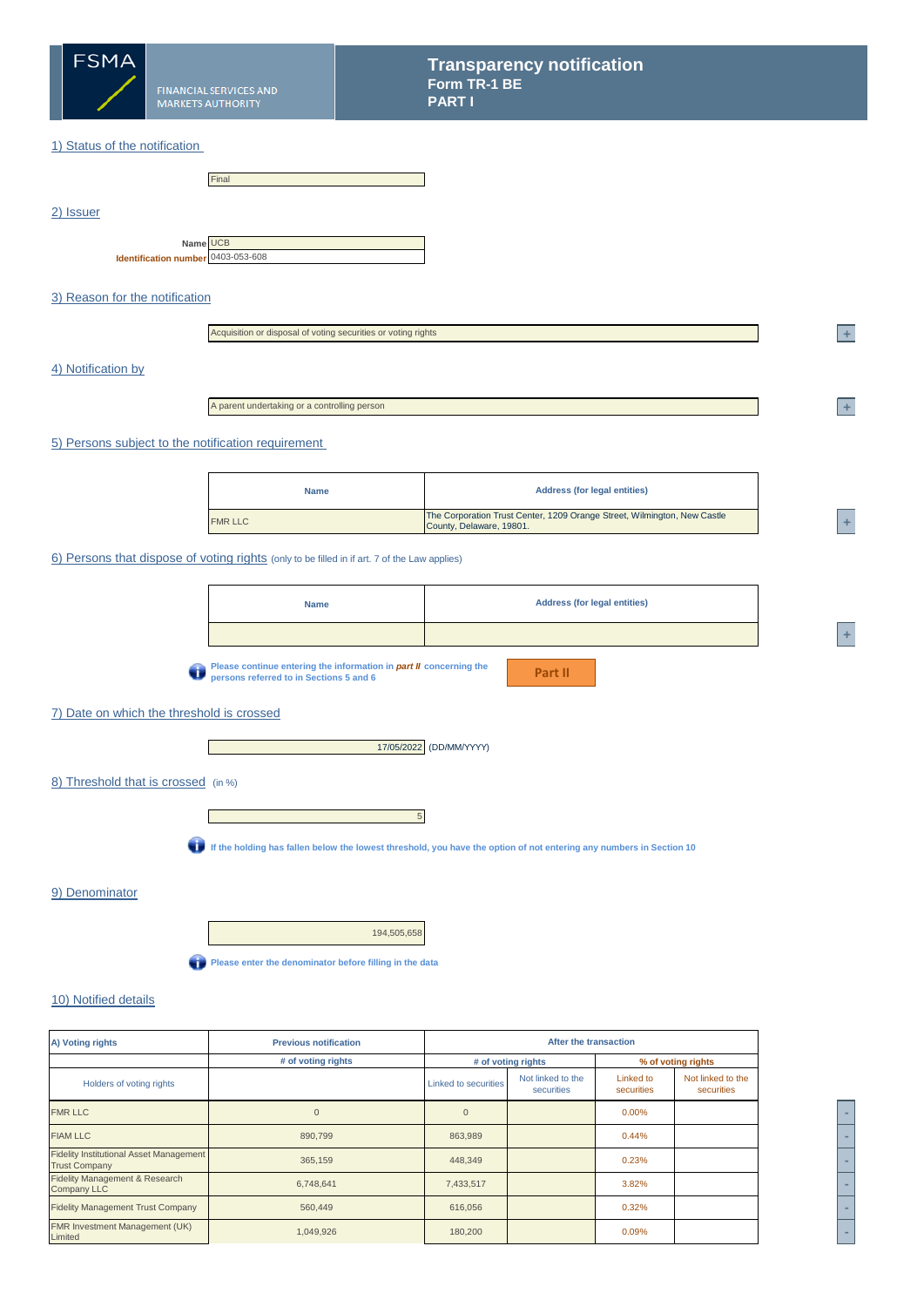FSMA

FINANCIAL SERVICES AND MARKETS AUTHORITY

# Transparency notification

## Form TR-1 BE

## PART I

### 1) Status of the notification

Final

### 2) Issuer

**Name** UCB

**Identification number** 0403-053-608

### 3) Reason for the notification

Acquisition or disposal of voting securities or voting rights

### 4) Notification by

A parent undertaking or a controlling person

### 5) Persons subject to the notification requirement

| Name | Address (for legal entities) |
|---|---|
| FMR LLC | The Corporation Trust Center, 1209 Orange Street, Wilmington, New Castle County, Delaware, 19801. |

### 6) Persons that dispose of voting rights (only to be filled in if art. 7 of the Law applies)

| Name | Address (for legal entities) |
|---|---|
| | |

Please continue entering the information in *part II* concerning the persons referred to in Sections 5 and 6

Part II

### 7) Date on which the threshold is crossed

17/05/2022 (DD/MM/YYYY)

### 8) Threshold that is crossed (in %)

5

If the holding has fallen below the lowest threshold, you have the option of not entering any numbers in Section 10

### 9) Denominator

194,505,658

Please enter the denominator before filling in the data

### 10) Notified details

| A) Voting rights | Previous notification | After the transaction | | | |
|---|---|---|---|---|---|
| | # of voting rights | # of voting rights | | % of voting rights | |
| Holders of voting rights | | Linked to securities | Not linked to the securities | Linked to securities | Not linked to the securities |
| FMR LLC | 0 | 0 | | 0.00% | |
| FIAM LLC | 890,799 | 863,989 | | 0.44% | |
| Fidelity Institutional Asset Management Trust Company | 365,159 | 448,349 | | 0.23% | |
| Fidelity Management & Research Company LLC | 6,748,641 | 7,433,517 | | 3.82% | |
| Fidelity Management Trust Company | 560,449 | 616,056 | | 0.32% | |
| FMR Investment Management (UK) Limited | 1,049,926 | 180,200 | | 0.09% | |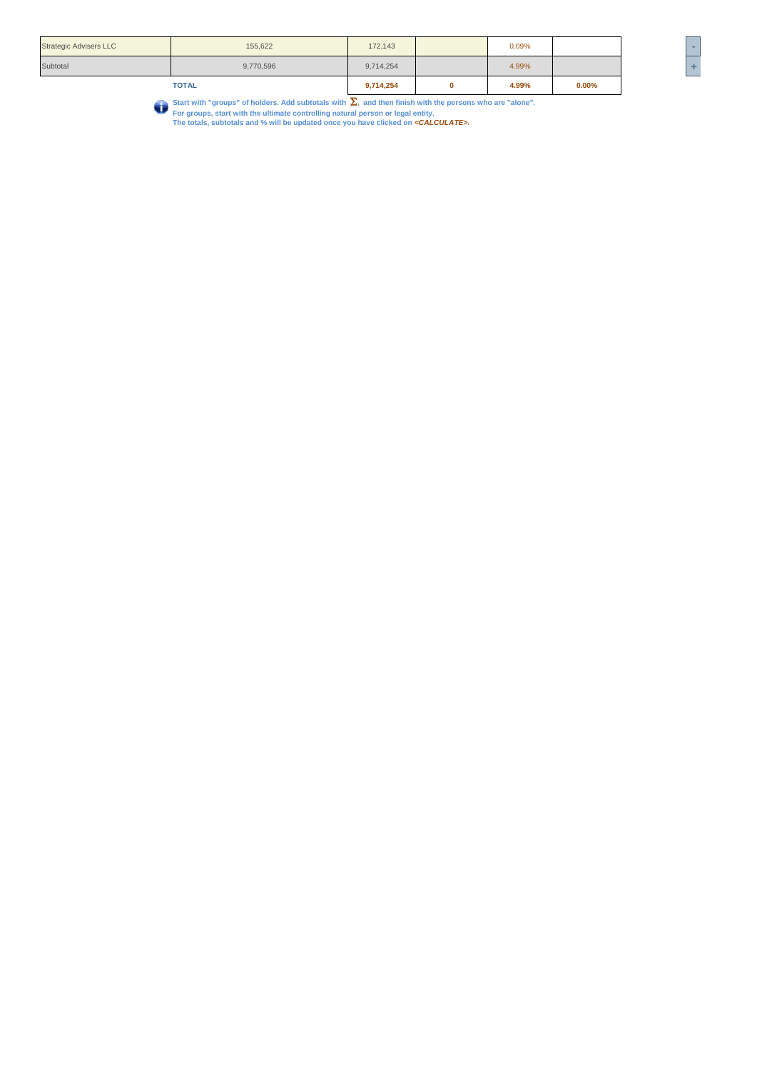| | | | | | |
|---|---|---|---|---|---|
| Strategic Advisers LLC | 155,622 | 172,143 | | 0.09% | |
| Subtotal | 9,770,596 | 9,714,254 | | 4.99% | |
| | **TOTAL** | **9,714,254** | **0** | **4.99%** | **0.00%** |

**Start with "groups" of holders. Add subtotals with Σ, and then finish with the persons who are "alone".**
**For groups, start with the ultimate controlling natural person or legal entity.**
**The totals, subtotals and % will be updated once you have clicked on *<CALCULATE>*.**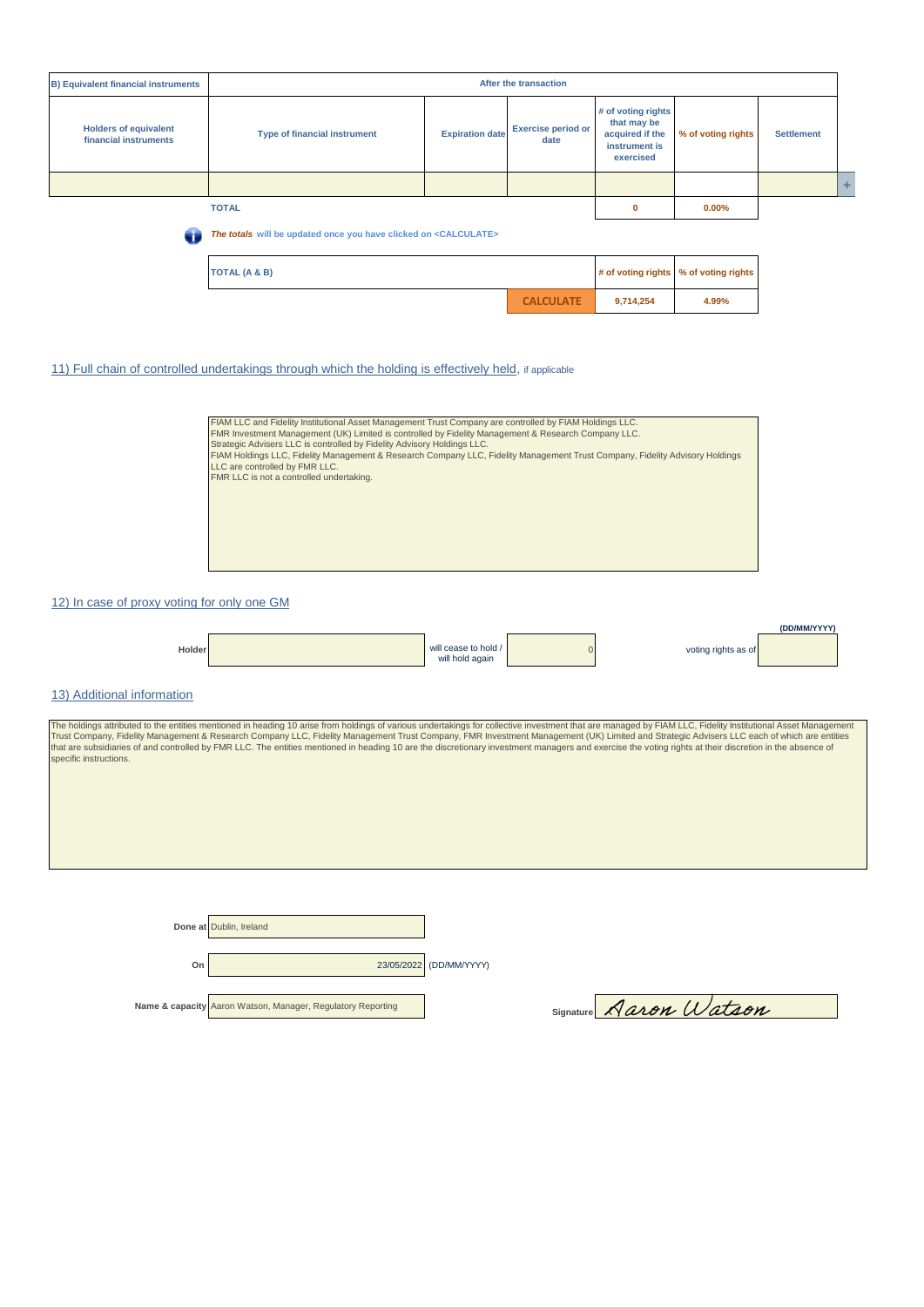| B) Equivalent financial instruments | After the transaction | | | | | |
|---|---|---|---|---|---|---|
| Holders of equivalent financial instruments | Type of financial instrument | Expiration date | Exercise period or date | # of voting rights that may be acquired if the instrument is exercised | % of voting rights | Settlement |
| | | | | | | |
| | TOTAL | | | 0 | 0.00% | |

*The totals* will be updated once you have clicked on <CALCULATE>

| TOTAL (A & B) | | # of voting rights | % of voting rights |
|---|---|---|---|
| | CALCULATE | 9,714,254 | 4.99% |

## 11) Full chain of controlled undertakings through which the holding is effectively held, if applicable

FIAM LLC and Fidelity Institutional Asset Management Trust Company are controlled by FIAM Holdings LLC.
FMR Investment Management (UK) Limited is controlled by Fidelity Management & Research Company LLC.
Strategic Advisers LLC is controlled by Fidelity Advisory Holdings LLC.
FIAM Holdings LLC, Fidelity Management & Research Company LLC, Fidelity Management Trust Company, Fidelity Advisory Holdings LLC are controlled by FMR LLC.
FMR LLC is not a controlled undertaking.

## 12) In case of proxy voting for only one GM

| Holder | | will cease to hold / will hold again | 0 | voting rights as of | (DD/MM/YYYY) |
|---|---|---|---|---|---|

## 13) Additional information

The holdings attributed to the entities mentioned in heading 10 arise from holdings of various undertakings for collective investment that are managed by FIAM LLC, Fidelity Institutional Asset Management Trust Company, Fidelity Management & Research Company LLC, Fidelity Management Trust Company, FMR Investment Management (UK) Limited and Strategic Advisers LLC each of which are entities that are subsidiaries of and controlled by FMR LLC. The entities mentioned in heading 10 are the discretionary investment managers and exercise the voting rights at their discretion in the absence of specific instructions.

**Done at** Dublin, Ireland

**On** 23/05/2022 (DD/MM/YYYY)

**Name & capacity** Aaron Watson, Manager, Regulatory Reporting

**Signature** Aaron Watson